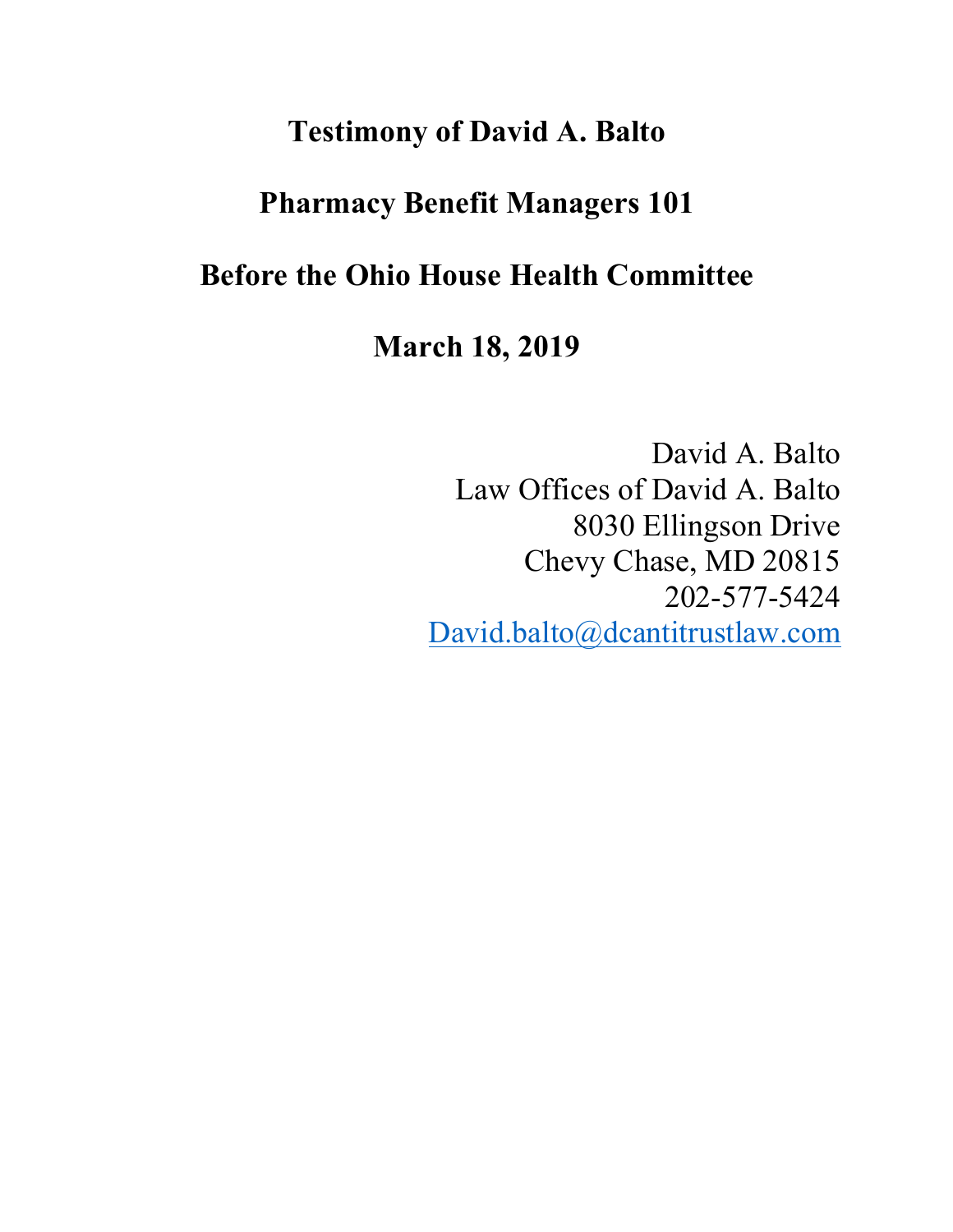# Testimony of David A. Balto

## Pharmacy Benefit Managers 101

## Before the Ohio House Health Committee

## March 18, 2019

David A. Balto
Law Offices of David A. Balto
8030 Ellingson Drive
Chevy Chase, MD 20815
202-577-5424
David.balto@dcantitrustlaw.com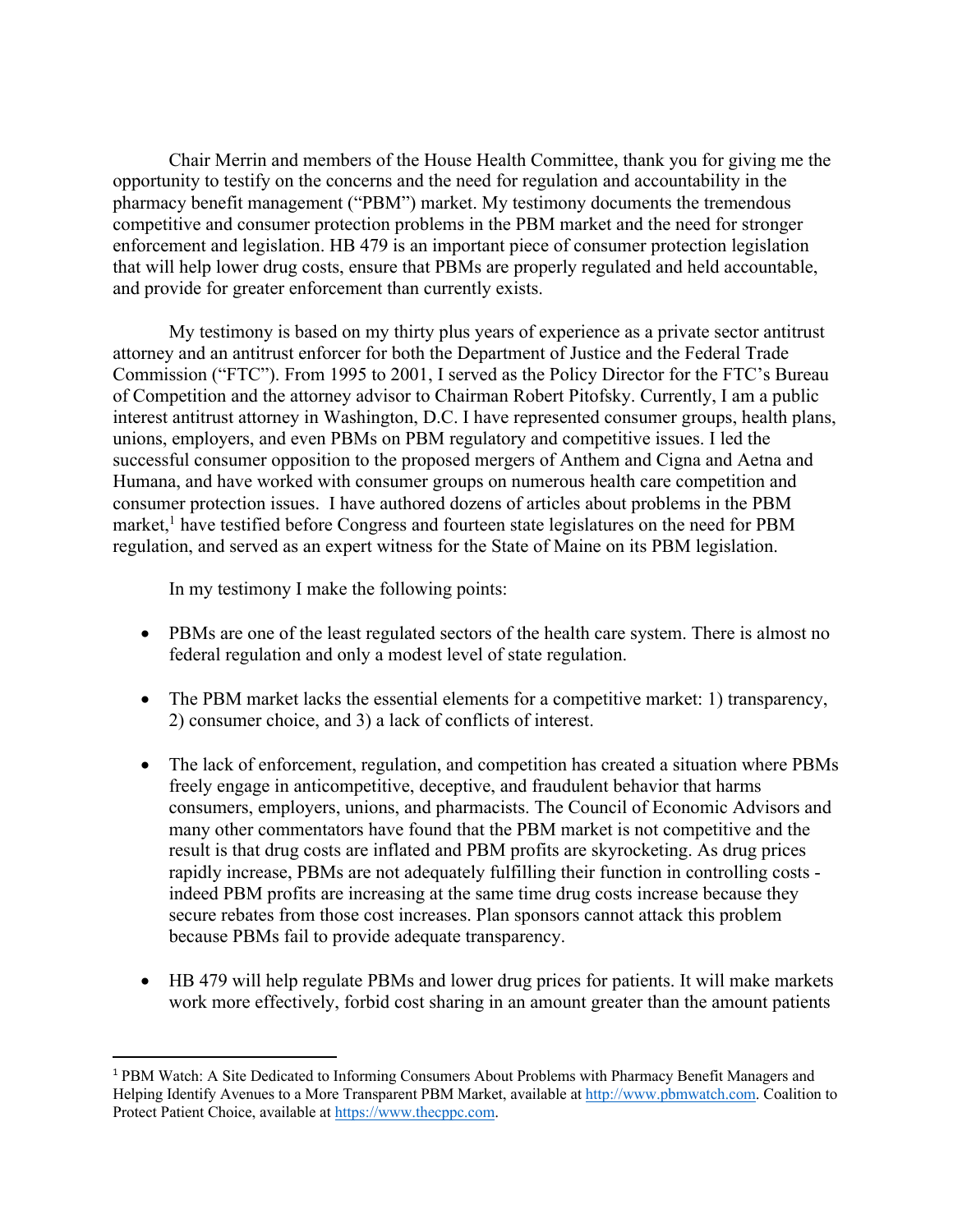Chair Merrin and members of the House Health Committee, thank you for giving me the opportunity to testify on the concerns and the need for regulation and accountability in the pharmacy benefit management ("PBM") market. My testimony documents the tremendous competitive and consumer protection problems in the PBM market and the need for stronger enforcement and legislation. HB 479 is an important piece of consumer protection legislation that will help lower drug costs, ensure that PBMs are properly regulated and held accountable, and provide for greater enforcement than currently exists.

My testimony is based on my thirty plus years of experience as a private sector antitrust attorney and an antitrust enforcer for both the Department of Justice and the Federal Trade Commission ("FTC"). From 1995 to 2001, I served as the Policy Director for the FTC's Bureau of Competition and the attorney advisor to Chairman Robert Pitofsky. Currently, I am a public interest antitrust attorney in Washington, D.C. I have represented consumer groups, health plans, unions, employers, and even PBMs on PBM regulatory and competitive issues. I led the successful consumer opposition to the proposed mergers of Anthem and Cigna and Aetna and Humana, and have worked with consumer groups on numerous health care competition and consumer protection issues. I have authored dozens of articles about problems in the PBM market,[1] have testified before Congress and fourteen state legislatures on the need for PBM regulation, and served as an expert witness for the State of Maine on its PBM legislation.

In my testimony I make the following points:

- PBMs are one of the least regulated sectors of the health care system. There is almost no federal regulation and only a modest level of state regulation.

- The PBM market lacks the essential elements for a competitive market: 1) transparency, 2) consumer choice, and 3) a lack of conflicts of interest.

- The lack of enforcement, regulation, and competition has created a situation where PBMs freely engage in anticompetitive, deceptive, and fraudulent behavior that harms consumers, employers, unions, and pharmacists. The Council of Economic Advisors and many other commentators have found that the PBM market is not competitive and the result is that drug costs are inflated and PBM profits are skyrocketing. As drug prices rapidly increase, PBMs are not adequately fulfilling their function in controlling costs - indeed PBM profits are increasing at the same time drug costs increase because they secure rebates from those cost increases. Plan sponsors cannot attack this problem because PBMs fail to provide adequate transparency.

- HB 479 will help regulate PBMs and lower drug prices for patients. It will make markets work more effectively, forbid cost sharing in an amount greater than the amount patients

---

[1] PBM Watch: A Site Dedicated to Informing Consumers About Problems with Pharmacy Benefit Managers and Helping Identify Avenues to a More Transparent PBM Market, available at http://www.pbmwatch.com. Coalition to Protect Patient Choice, available at https://www.thecppc.com.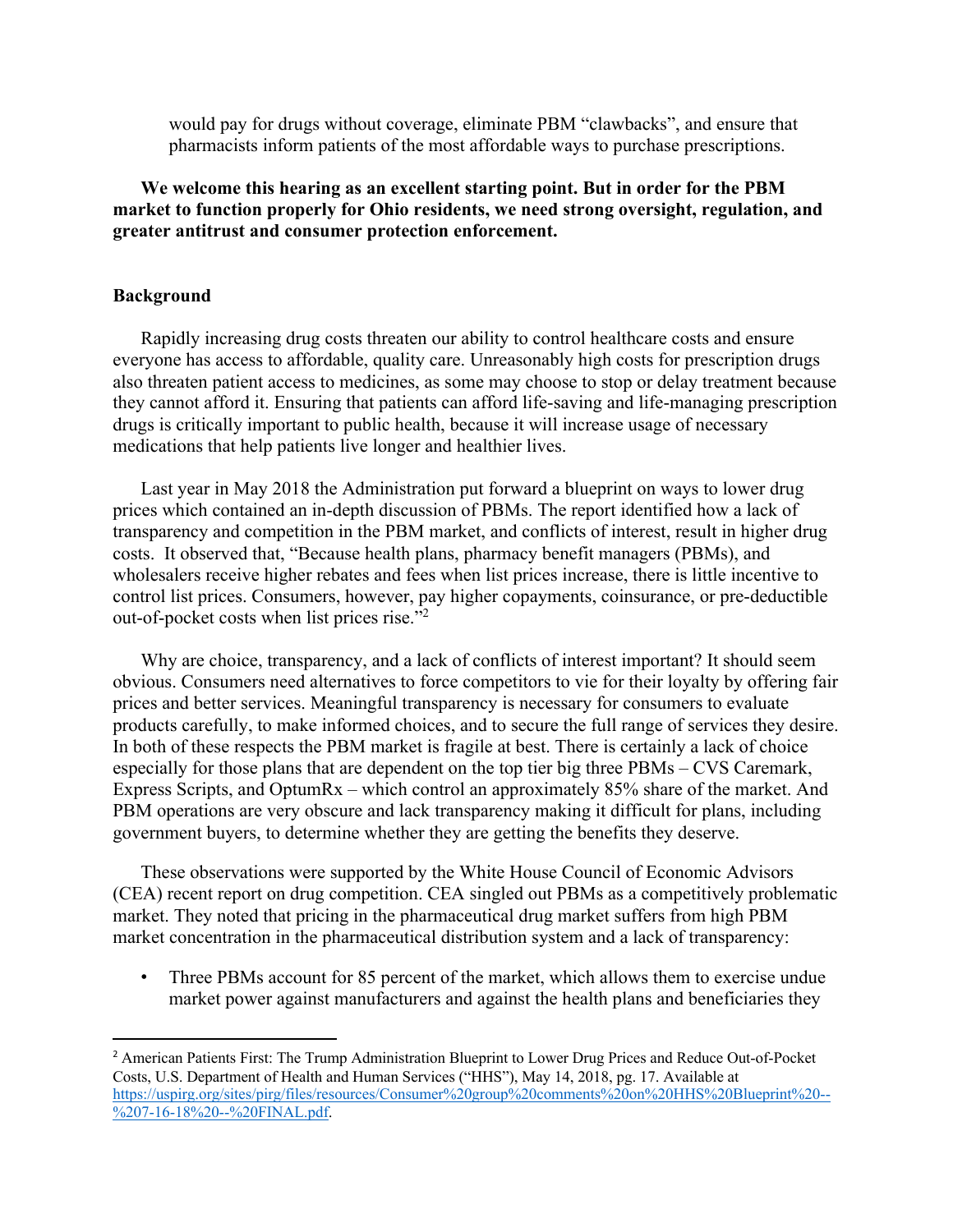would pay for drugs without coverage, eliminate PBM "clawbacks", and ensure that pharmacists inform patients of the most affordable ways to purchase prescriptions.

**We welcome this hearing as an excellent starting point. But in order for the PBM market to function properly for Ohio residents, we need strong oversight, regulation, and greater antitrust and consumer protection enforcement.**

**Background**

Rapidly increasing drug costs threaten our ability to control healthcare costs and ensure everyone has access to affordable, quality care. Unreasonably high costs for prescription drugs also threaten patient access to medicines, as some may choose to stop or delay treatment because they cannot afford it. Ensuring that patients can afford life-saving and life-managing prescription drugs is critically important to public health, because it will increase usage of necessary medications that help patients live longer and healthier lives.

Last year in May 2018 the Administration put forward a blueprint on ways to lower drug prices which contained an in-depth discussion of PBMs. The report identified how a lack of transparency and competition in the PBM market, and conflicts of interest, result in higher drug costs. It observed that, "Because health plans, pharmacy benefit managers (PBMs), and wholesalers receive higher rebates and fees when list prices increase, there is little incentive to control list prices. Consumers, however, pay higher copayments, coinsurance, or pre-deductible out-of-pocket costs when list prices rise."[2]

Why are choice, transparency, and a lack of conflicts of interest important? It should seem obvious. Consumers need alternatives to force competitors to vie for their loyalty by offering fair prices and better services. Meaningful transparency is necessary for consumers to evaluate products carefully, to make informed choices, and to secure the full range of services they desire. In both of these respects the PBM market is fragile at best. There is certainly a lack of choice especially for those plans that are dependent on the top tier big three PBMs – CVS Caremark, Express Scripts, and OptumRx – which control an approximately 85% share of the market. And PBM operations are very obscure and lack transparency making it difficult for plans, including government buyers, to determine whether they are getting the benefits they deserve.

These observations were supported by the White House Council of Economic Advisors (CEA) recent report on drug competition. CEA singled out PBMs as a competitively problematic market. They noted that pricing in the pharmaceutical drug market suffers from high PBM market concentration in the pharmaceutical distribution system and a lack of transparency:

- Three PBMs account for 85 percent of the market, which allows them to exercise undue market power against manufacturers and against the health plans and beneficiaries they

---

[2] American Patients First: The Trump Administration Blueprint to Lower Drug Prices and Reduce Out-of-Pocket Costs, U.S. Department of Health and Human Services ("HHS"), May 14, 2018, pg. 17. Available at https://uspirg.org/sites/pirg/files/resources/Consumer%20group%20comments%20on%20HHS%20Blueprint%20--%207-16-18%20--%20FINAL.pdf.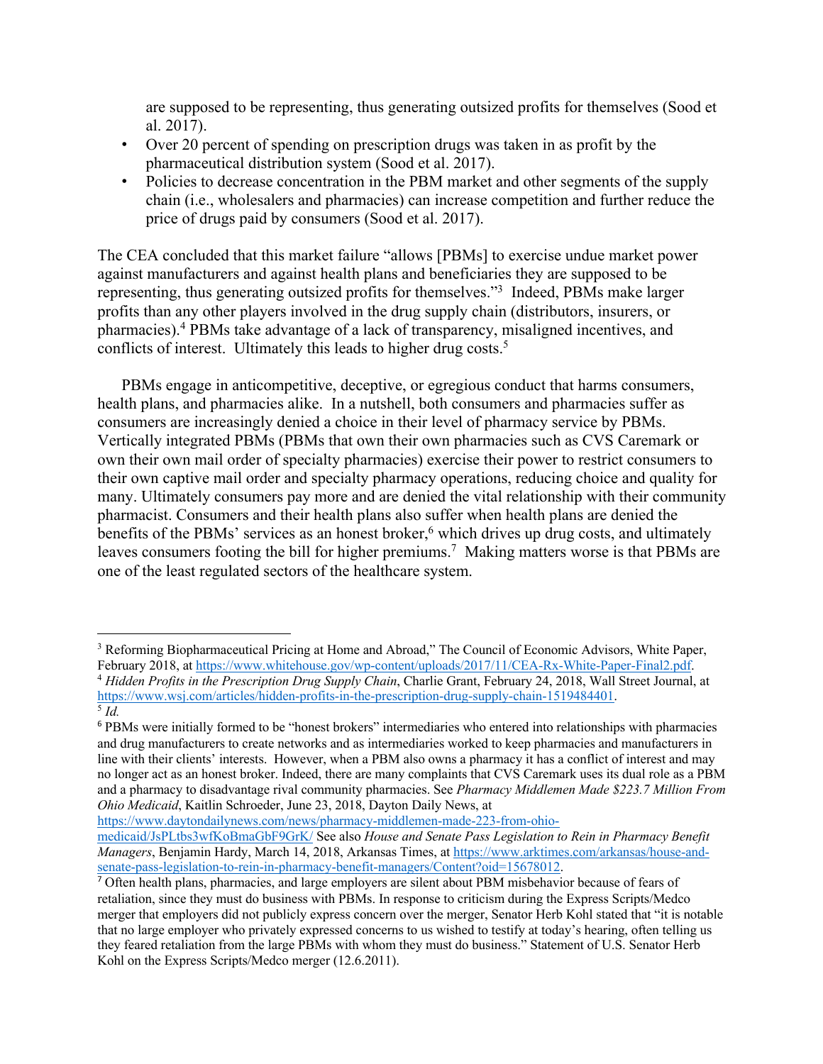are supposed to be representing, thus generating outsized profits for themselves (Sood et al. 2017).

- Over 20 percent of spending on prescription drugs was taken in as profit by the pharmaceutical distribution system (Sood et al. 2017).
- Policies to decrease concentration in the PBM market and other segments of the supply chain (i.e., wholesalers and pharmacies) can increase competition and further reduce the price of drugs paid by consumers (Sood et al. 2017).

The CEA concluded that this market failure "allows [PBMs] to exercise undue market power against manufacturers and against health plans and beneficiaries they are supposed to be representing, thus generating outsized profits for themselves."[3] Indeed, PBMs make larger profits than any other players involved in the drug supply chain (distributors, insurers, or pharmacies).[4] PBMs take advantage of a lack of transparency, misaligned incentives, and conflicts of interest. Ultimately this leads to higher drug costs.[5]

PBMs engage in anticompetitive, deceptive, or egregious conduct that harms consumers, health plans, and pharmacies alike. In a nutshell, both consumers and pharmacies suffer as consumers are increasingly denied a choice in their level of pharmacy service by PBMs. Vertically integrated PBMs (PBMs that own their own pharmacies such as CVS Caremark or own their own mail order of specialty pharmacies) exercise their power to restrict consumers to their own captive mail order and specialty pharmacy operations, reducing choice and quality for many. Ultimately consumers pay more and are denied the vital relationship with their community pharmacist. Consumers and their health plans also suffer when health plans are denied the benefits of the PBMs' services as an honest broker,[6] which drives up drug costs, and ultimately leaves consumers footing the bill for higher premiums.[7] Making matters worse is that PBMs are one of the least regulated sectors of the healthcare system.

---

[3] Reforming Biopharmaceutical Pricing at Home and Abroad," The Council of Economic Advisors, White Paper, February 2018, at https://www.whitehouse.gov/wp-content/uploads/2017/11/CEA-Rx-White-Paper-Final2.pdf.

[4] *Hidden Profits in the Prescription Drug Supply Chain*, Charlie Grant, February 24, 2018, Wall Street Journal, at https://www.wsj.com/articles/hidden-profits-in-the-prescription-drug-supply-chain-1519484401.

[5] *Id.*

[6] PBMs were initially formed to be "honest brokers" intermediaries who entered into relationships with pharmacies and drug manufacturers to create networks and as intermediaries worked to keep pharmacies and manufacturers in line with their clients' interests. However, when a PBM also owns a pharmacy it has a conflict of interest and may no longer act as an honest broker. Indeed, there are many complaints that CVS Caremark uses its dual role as a PBM and a pharmacy to disadvantage rival community pharmacies. See *Pharmacy Middlemen Made $223.7 Million From Ohio Medicaid*, Kaitlin Schroeder, June 23, 2018, Dayton Daily News, at https://www.daytondailynews.com/news/pharmacy-middlemen-made-223-from-ohio-medicaid/JsPLtbs3wfKoBmaGbF9GrK/ See also *House and Senate Pass Legislation to Rein in Pharmacy Benefit Managers*, Benjamin Hardy, March 14, 2018, Arkansas Times, at https://www.arktimes.com/arkansas/house-and-senate-pass-legislation-to-rein-in-pharmacy-benefit-managers/Content?oid=15678012.

[7] Often health plans, pharmacies, and large employers are silent about PBM misbehavior because of fears of retaliation, since they must do business with PBMs. In response to criticism during the Express Scripts/Medco merger that employers did not publicly express concern over the merger, Senator Herb Kohl stated that "it is notable that no large employer who privately expressed concerns to us wished to testify at today's hearing, often telling us they feared retaliation from the large PBMs with whom they must do business." Statement of U.S. Senator Herb Kohl on the Express Scripts/Medco merger (12.6.2011).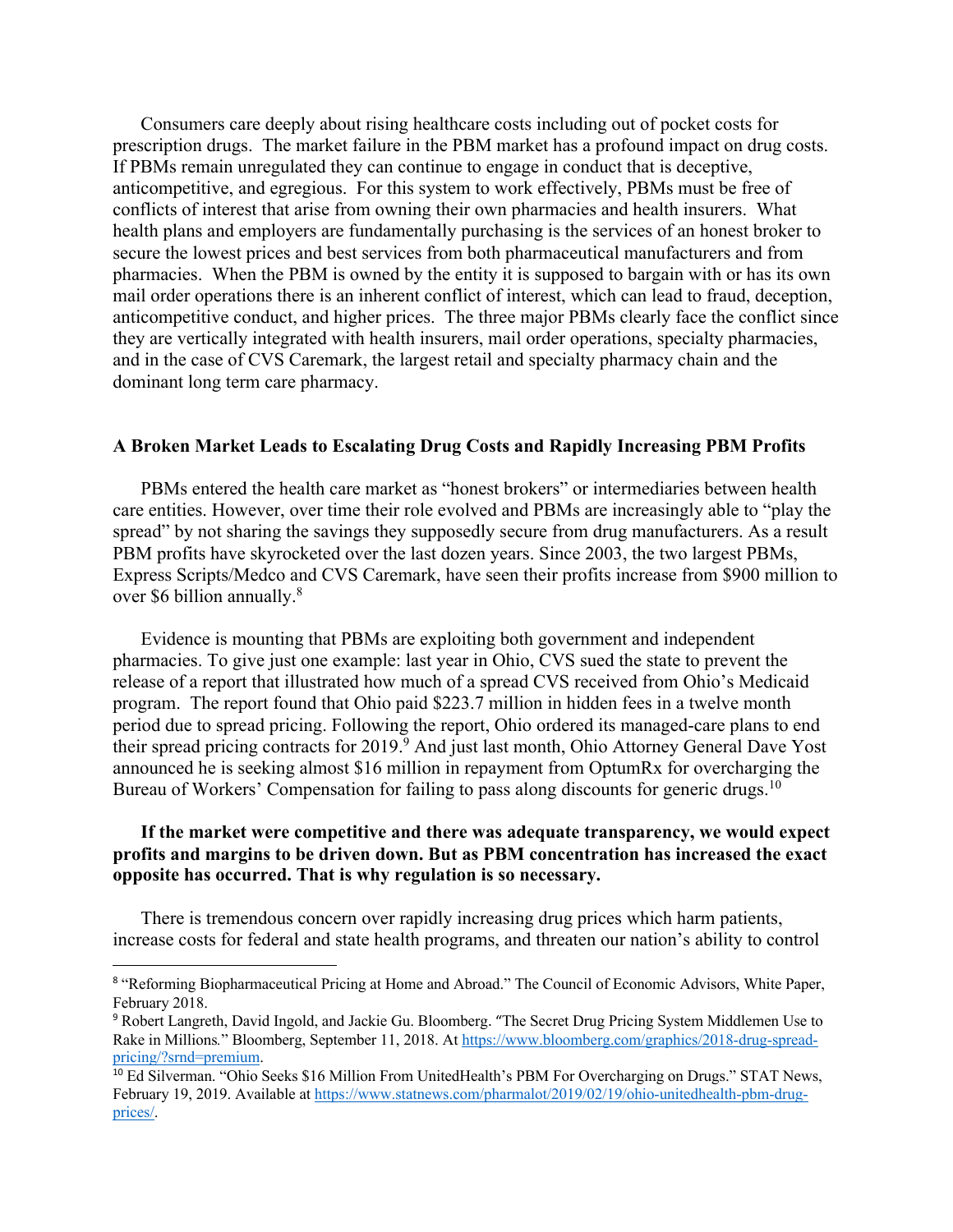Consumers care deeply about rising healthcare costs including out of pocket costs for prescription drugs. The market failure in the PBM market has a profound impact on drug costs. If PBMs remain unregulated they can continue to engage in conduct that is deceptive, anticompetitive, and egregious. For this system to work effectively, PBMs must be free of conflicts of interest that arise from owning their own pharmacies and health insurers. What health plans and employers are fundamentally purchasing is the services of an honest broker to secure the lowest prices and best services from both pharmaceutical manufacturers and from pharmacies. When the PBM is owned by the entity it is supposed to bargain with or has its own mail order operations there is an inherent conflict of interest, which can lead to fraud, deception, anticompetitive conduct, and higher prices. The three major PBMs clearly face the conflict since they are vertically integrated with health insurers, mail order operations, specialty pharmacies, and in the case of CVS Caremark, the largest retail and specialty pharmacy chain and the dominant long term care pharmacy.

**A Broken Market Leads to Escalating Drug Costs and Rapidly Increasing PBM Profits**

PBMs entered the health care market as "honest brokers" or intermediaries between health care entities. However, over time their role evolved and PBMs are increasingly able to "play the spread" by not sharing the savings they supposedly secure from drug manufacturers. As a result PBM profits have skyrocketed over the last dozen years. Since 2003, the two largest PBMs, Express Scripts/Medco and CVS Caremark, have seen their profits increase from $900 million to over $6 billion annually.[8]

Evidence is mounting that PBMs are exploiting both government and independent pharmacies. To give just one example: last year in Ohio, CVS sued the state to prevent the release of a report that illustrated how much of a spread CVS received from Ohio's Medicaid program. The report found that Ohio paid $223.7 million in hidden fees in a twelve month period due to spread pricing. Following the report, Ohio ordered its managed-care plans to end their spread pricing contracts for 2019.[9] And just last month, Ohio Attorney General Dave Yost announced he is seeking almost $16 million in repayment from OptumRx for overcharging the Bureau of Workers' Compensation for failing to pass along discounts for generic drugs.[10]

**If the market were competitive and there was adequate transparency, we would expect profits and margins to be driven down. But as PBM concentration has increased the exact opposite has occurred. That is why regulation is so necessary.**

There is tremendous concern over rapidly increasing drug prices which harm patients, increase costs for federal and state health programs, and threaten our nation's ability to control

---

[8] "Reforming Biopharmaceutical Pricing at Home and Abroad." The Council of Economic Advisors, White Paper, February 2018.

[9] Robert Langreth, David Ingold, and Jackie Gu. Bloomberg. "The Secret Drug Pricing System Middlemen Use to Rake in Millions." Bloomberg, September 11, 2018. At https://www.bloomberg.com/graphics/2018-drug-spread-pricing/?srnd=premium.

[10] Ed Silverman. "Ohio Seeks $16 Million From UnitedHealth's PBM For Overcharging on Drugs." STAT News, February 19, 2019. Available at https://www.statnews.com/pharmalot/2019/02/19/ohio-unitedhealth-pbm-drug-prices/.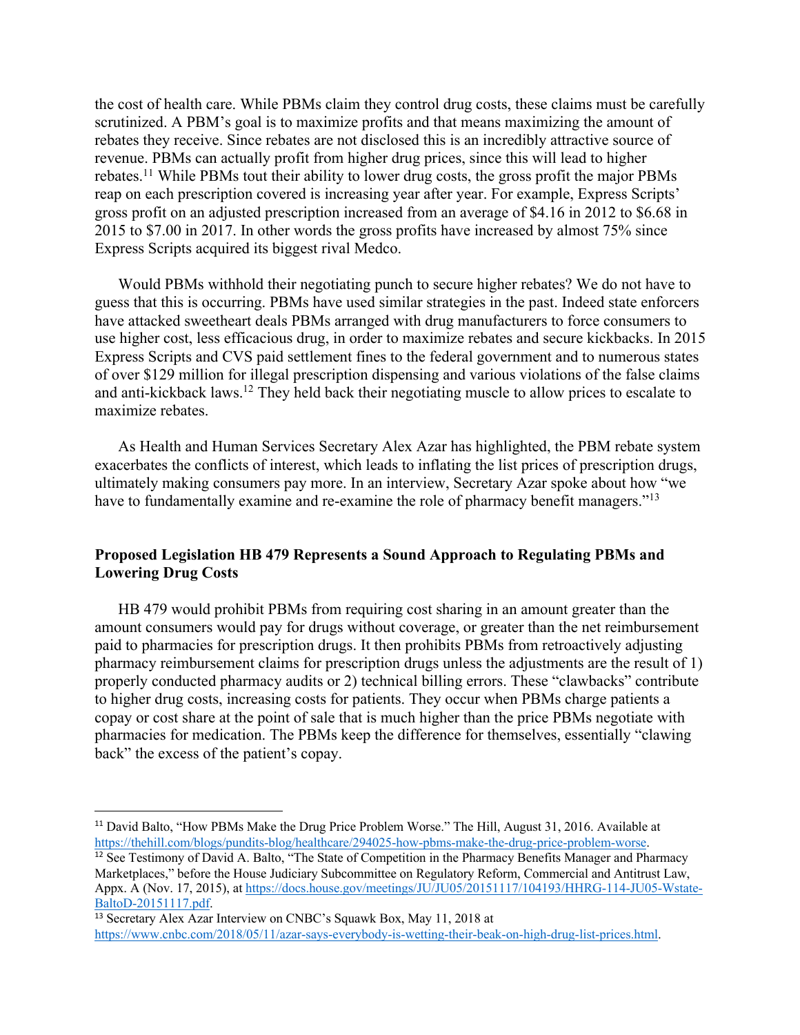the cost of health care. While PBMs claim they control drug costs, these claims must be carefully scrutinized. A PBM's goal is to maximize profits and that means maximizing the amount of rebates they receive. Since rebates are not disclosed this is an incredibly attractive source of revenue. PBMs can actually profit from higher drug prices, since this will lead to higher rebates.[11] While PBMs tout their ability to lower drug costs, the gross profit the major PBMs reap on each prescription covered is increasing year after year. For example, Express Scripts' gross profit on an adjusted prescription increased from an average of $4.16 in 2012 to $6.68 in 2015 to $7.00 in 2017. In other words the gross profits have increased by almost 75% since Express Scripts acquired its biggest rival Medco.

Would PBMs withhold their negotiating punch to secure higher rebates? We do not have to guess that this is occurring. PBMs have used similar strategies in the past. Indeed state enforcers have attacked sweetheart deals PBMs arranged with drug manufacturers to force consumers to use higher cost, less efficacious drug, in order to maximize rebates and secure kickbacks. In 2015 Express Scripts and CVS paid settlement fines to the federal government and to numerous states of over $129 million for illegal prescription dispensing and various violations of the false claims and anti-kickback laws.[12] They held back their negotiating muscle to allow prices to escalate to maximize rebates.

As Health and Human Services Secretary Alex Azar has highlighted, the PBM rebate system exacerbates the conflicts of interest, which leads to inflating the list prices of prescription drugs, ultimately making consumers pay more. In an interview, Secretary Azar spoke about how "we have to fundamentally examine and re-examine the role of pharmacy benefit managers."[13]

## Proposed Legislation HB 479 Represents a Sound Approach to Regulating PBMs and Lowering Drug Costs

HB 479 would prohibit PBMs from requiring cost sharing in an amount greater than the amount consumers would pay for drugs without coverage, or greater than the net reimbursement paid to pharmacies for prescription drugs. It then prohibits PBMs from retroactively adjusting pharmacy reimbursement claims for prescription drugs unless the adjustments are the result of 1) properly conducted pharmacy audits or 2) technical billing errors. These "clawbacks" contribute to higher drug costs, increasing costs for patients. They occur when PBMs charge patients a copay or cost share at the point of sale that is much higher than the price PBMs negotiate with pharmacies for medication. The PBMs keep the difference for themselves, essentially "clawing back" the excess of the patient's copay.

---

[11] David Balto, "How PBMs Make the Drug Price Problem Worse." The Hill, August 31, 2016. Available at https://thehill.com/blogs/pundits-blog/healthcare/294025-how-pbms-make-the-drug-price-problem-worse.

[12] See Testimony of David A. Balto, "The State of Competition in the Pharmacy Benefits Manager and Pharmacy Marketplaces," before the House Judiciary Subcommittee on Regulatory Reform, Commercial and Antitrust Law, Appx. A (Nov. 17, 2015), at https://docs.house.gov/meetings/JU/JU05/20151117/104193/HHRG-114-JU05-Wstate-BaltoD-20151117.pdf.

[13] Secretary Alex Azar Interview on CNBC's Squawk Box, May 11, 2018 at https://www.cnbc.com/2018/05/11/azar-says-everybody-is-wetting-their-beak-on-high-drug-list-prices.html.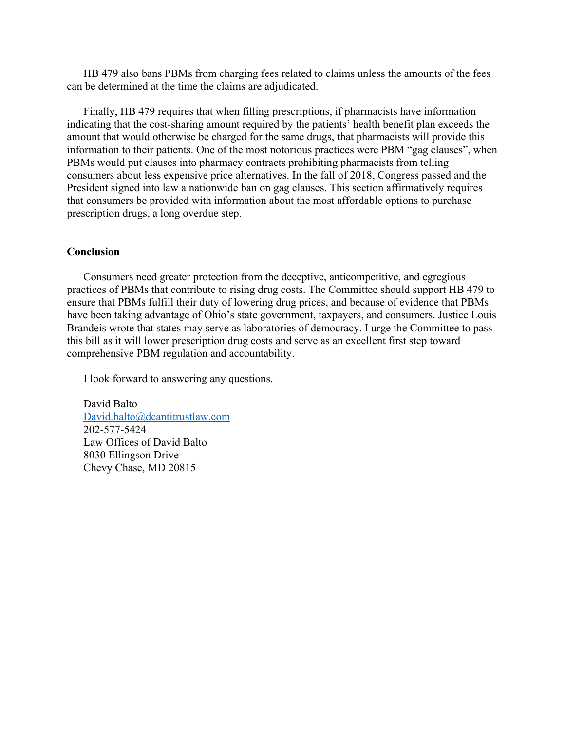HB 479 also bans PBMs from charging fees related to claims unless the amounts of the fees can be determined at the time the claims are adjudicated.

Finally, HB 479 requires that when filling prescriptions, if pharmacists have information indicating that the cost-sharing amount required by the patients' health benefit plan exceeds the amount that would otherwise be charged for the same drugs, that pharmacists will provide this information to their patients. One of the most notorious practices were PBM "gag clauses", when PBMs would put clauses into pharmacy contracts prohibiting pharmacists from telling consumers about less expensive price alternatives. In the fall of 2018, Congress passed and the President signed into law a nationwide ban on gag clauses. This section affirmatively requires that consumers be provided with information about the most affordable options to purchase prescription drugs, a long overdue step.

**Conclusion**

Consumers need greater protection from the deceptive, anticompetitive, and egregious practices of PBMs that contribute to rising drug costs. The Committee should support HB 479 to ensure that PBMs fulfill their duty of lowering drug prices, and because of evidence that PBMs have been taking advantage of Ohio's state government, taxpayers, and consumers. Justice Louis Brandeis wrote that states may serve as laboratories of democracy. I urge the Committee to pass this bill as it will lower prescription drug costs and serve as an excellent first step toward comprehensive PBM regulation and accountability.

I look forward to answering any questions.

David Balto
David.balto@dcantitrustlaw.com
202-577-5424
Law Offices of David Balto
8030 Ellingson Drive
Chevy Chase, MD 20815